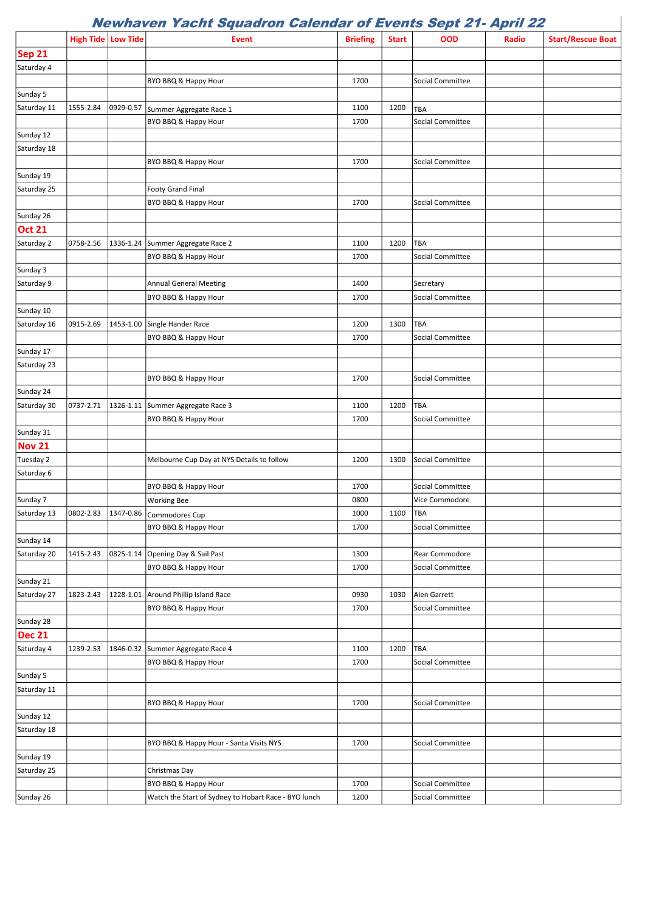# Newhaven Yacht Squadron Calendar of Events Sept 21- April 22

| | High Tide | Low Tide | Event | Briefing | Start | OOD | Radio | Start/Rescue Boat |
|---|---|---|---|---|---|---|---|---|
| **Sep 21** | | | | | | | | |
| Saturday 4 | | | | | | | | |
| | | | BYO BBQ & Happy Hour | 1700 | | Social Committee | | |
| Sunday 5 | | | | | | | | |
| Saturday 11 | 1555-2.84 | 0929-0.57 | Summer Aggregate Race 1 | 1100 | 1200 | TBA | | |
| | | | BYO BBQ & Happy Hour | 1700 | | Social Committee | | |
| Sunday 12 | | | | | | | | |
| Saturday 18 | | | | | | | | |
| | | | BYO BBQ & Happy Hour | 1700 | | Social Committee | | |
| Sunday 19 | | | | | | | | |
| Saturday 25 | | | Footy Grand Final | | | | | |
| | | | BYO BBQ & Happy Hour | 1700 | | Social Committee | | |
| Sunday 26 | | | | | | | | |
| **Oct 21** | | | | | | | | |
| Saturday 2 | 0758-2.56 | 1336-1.24 | Summer Aggregate Race 2 | 1100 | 1200 | TBA | | |
| | | | BYO BBQ & Happy Hour | 1700 | | Social Committee | | |
| Sunday 3 | | | | | | | | |
| Saturday 9 | | | Annual General Meeting | 1400 | | Secretary | | |
| | | | BYO BBQ & Happy Hour | 1700 | | Social Committee | | |
| Sunday 10 | | | | | | | | |
| Saturday 16 | 0915-2.69 | 1453-1.00 | Single Hander Race | 1200 | 1300 | TBA | | |
| | | | BYO BBQ & Happy Hour | 1700 | | Social Committee | | |
| Sunday 17 | | | | | | | | |
| Saturday 23 | | | | | | | | |
| | | | BYO BBQ & Happy Hour | 1700 | | Social Committee | | |
| Sunday 24 | | | | | | | | |
| Saturday 30 | 0737-2.71 | 1326-1.11 | Summer Aggregate Race 3 | 1100 | 1200 | TBA | | |
| | | | BYO BBQ & Happy Hour | 1700 | | Social Committee | | |
| Sunday 31 | | | | | | | | |
| **Nov 21** | | | | | | | | |
| Tuesday 2 | | | Melbourne Cup Day at NYS Details to follow | 1200 | 1300 | Social Committee | | |
| Saturday 6 | | | | | | | | |
| | | | BYO BBQ & Happy Hour | 1700 | | Social Committee | | |
| Sunday 7 | | | Working Bee | 0800 | | Vice Commodore | | |
| Saturday 13 | 0802-2.83 | 1347-0.86 | Commodores Cup | 1000 | 1100 | TBA | | |
| | | | BYO BBQ & Happy Hour | 1700 | | Social Committee | | |
| Sunday 14 | | | | | | | | |
| Saturday 20 | 1415-2.43 | 0825-1.14 | Opening Day & Sail Past | 1300 | | Rear Commodore | | |
| | | | BYO BBQ & Happy Hour | 1700 | | Social Committee | | |
| Sunday 21 | | | | | | | | |
| Saturday 27 | 1823-2.43 | 1228-1.01 | Around Phillip Island Race | 0930 | 1030 | Alen Garrett | | |
| | | | BYO BBQ & Happy Hour | 1700 | | Social Committee | | |
| Sunday 28 | | | | | | | | |
| **Dec 21** | | | | | | | | |
| Saturday 4 | 1239-2.53 | 1846-0.32 | Summer Aggregate Race 4 | 1100 | 1200 | TBA | | |
| | | | BYO BBQ & Happy Hour | 1700 | | Social Committee | | |
| Sunday 5 | | | | | | | | |
| Saturday 11 | | | | | | | | |
| | | | BYO BBQ & Happy Hour | 1700 | | Social Committee | | |
| Sunday 12 | | | | | | | | |
| Saturday 18 | | | | | | | | |
| | | | BYO BBQ & Happy Hour - Santa Visits NYS | 1700 | | Social Committee | | |
| Sunday 19 | | | | | | | | |
| Saturday 25 | | | Christmas Day | | | | | |
| | | | BYO BBQ & Happy Hour | 1700 | | Social Committee | | |
| Sunday 26 | | | Watch the Start of Sydney to Hobart Race - BYO lunch | 1200 | | Social Committee | | |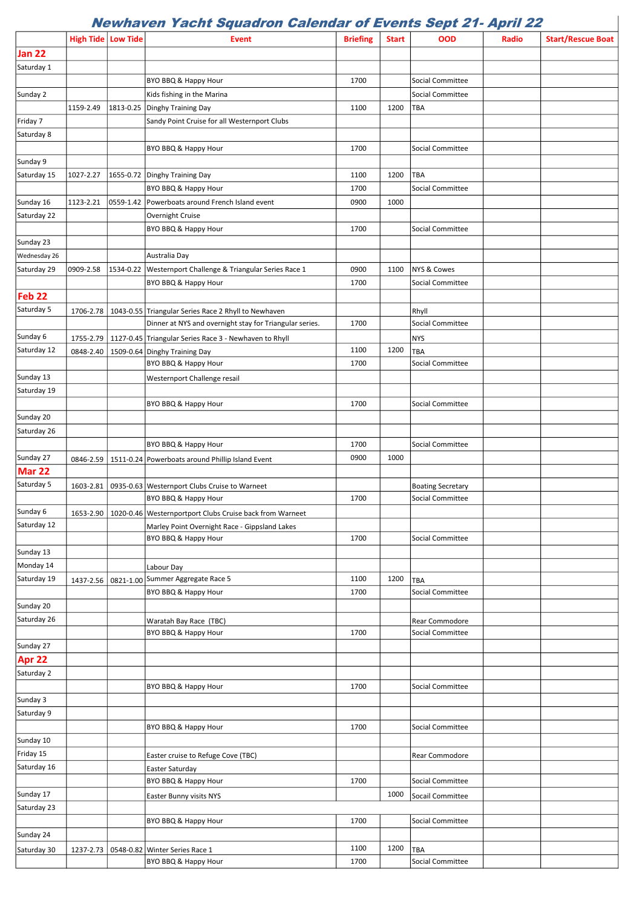# Newhaven Yacht Squadron Calendar of Events Sept 21- April 22

| | High Tide | Low Tide | Event | Briefing | Start | OOD | Radio | Start/Rescue Boat |
|---|---|---|---|---|---|---|---|---|
| **Jan 22** | | | | | | | | |
| Saturday 1 | | | | | | | | |
| | | | BYO BBQ & Happy Hour | 1700 | | Social Committee | | |
| Sunday 2 | | | Kids fishing in the Marina | | | Social Committee | | |
| | 1159-2.49 | 1813-0.25 | Dinghy Training Day | 1100 | 1200 | TBA | | |
| Friday 7 | | | Sandy Point Cruise for all Westernport Clubs | | | | | |
| Saturday 8 | | | | | | | | |
| | | | BYO BBQ & Happy Hour | 1700 | | Social Committee | | |
| Sunday 9 | | | | | | | | |
| Saturday 15 | 1027-2.27 | 1655-0.72 | Dinghy Training Day | 1100 | 1200 | TBA | | |
| | | | BYO BBQ & Happy Hour | 1700 | | Social Committee | | |
| Sunday 16 | 1123-2.21 | 0559-1.42 | Powerboats around French Island event | 0900 | 1000 | | | |
| Saturday 22 | | | Overnight Cruise | | | | | |
| | | | BYO BBQ & Happy Hour | 1700 | | Social Committee | | |
| Sunday 23 | | | | | | | | |
| Wednesday 26 | | | Australia Day | | | | | |
| Saturday 29 | 0909-2.58 | 1534-0.22 | Westernport Challenge & Triangular Series Race 1 | 0900 | 1100 | NYS & Cowes | | |
| | | | BYO BBQ & Happy Hour | 1700 | | Social Committee | | |
| **Feb 22** | | | | | | | | |
| Saturday 5 | 1706-2.78 | 1043-0.55 | Triangular Series Race 2 Rhyll to Newhaven | | | Rhyll | | |
| | | | Dinner at NYS and overnight stay for Triangular series. | 1700 | | Social Committee | | |
| Sunday 6 | 1755-2.79 | 1127-0.45 | Triangular Series Race 3 - Newhaven to Rhyll | | | NYS | | |
| Saturday 12 | 0848-2.40 | 1509-0.64 | Dinghy Training Day | 1100 | 1200 | TBA | | |
| | | | BYO BBQ & Happy Hour | 1700 | | Social Committee | | |
| Sunday 13 | | | Westernport Challenge resail | | | | | |
| Saturday 19 | | | | | | | | |
| | | | BYO BBQ & Happy Hour | 1700 | | Social Committee | | |
| Sunday 20 | | | | | | | | |
| Saturday 26 | | | | | | | | |
| | | | BYO BBQ & Happy Hour | 1700 | | Social Committee | | |
| Sunday 27 | 0846-2.59 | 1511-0.24 | Powerboats around Phillip Island Event | 0900 | 1000 | | | |
| **Mar 22** | | | | | | | | |
| Saturday 5 | 1603-2.81 | 0935-0.63 | Westernport Clubs Cruise to Warneet | | | Boating Secretary | | |
| | | | BYO BBQ & Happy Hour | 1700 | | Social Committee | | |
| Sunday 6 | 1653-2.90 | 1020-0.46 | Westernportport Clubs Cruise back from Warneet | | | | | |
| Saturday 12 | | | Marley Point Overnight Race - Gippsland Lakes | | | | | |
| | | | BYO BBQ & Happy Hour | 1700 | | Social Committee | | |
| Sunday 13 | | | | | | | | |
| Monday 14 | | | Labour Day | | | | | |
| Saturday 19 | 1437-2.56 | 0821-1.00 | Summer Aggregate Race 5 | 1100 | 1200 | TBA | | |
| | | | BYO BBQ & Happy Hour | 1700 | | Social Committee | | |
| Sunday 20 | | | | | | | | |
| Saturday 26 | | | Waratah Bay Race (TBC) | | | Rear Commodore | | |
| | | | BYO BBQ & Happy Hour | 1700 | | Social Committee | | |
| Sunday 27 | | | | | | | | |
| **Apr 22** | | | | | | | | |
| Saturday 2 | | | | | | | | |
| | | | BYO BBQ & Happy Hour | 1700 | | Social Committee | | |
| Sunday 3 | | | | | | | | |
| Saturday 9 | | | | | | | | |
| | | | BYO BBQ & Happy Hour | 1700 | | Social Committee | | |
| Sunday 10 | | | | | | | | |
| Friday 15 | | | Easter cruise to Refuge Cove (TBC) | | | Rear Commodore | | |
| Saturday 16 | | | Easter Saturday | | | | | |
| | | | BYO BBQ & Happy Hour | 1700 | | Social Committee | | |
| Sunday 17 | | | Easter Bunny visits NYS | | 1000 | Socail Committee | | |
| Saturday 23 | | | | | | | | |
| | | | BYO BBQ & Happy Hour | 1700 | | Social Committee | | |
| Sunday 24 | | | | | | | | |
| Saturday 30 | 1237-2.73 | 0548-0.82 | Winter Series Race 1 | 1100 | 1200 | TBA | | |
| | | | BYO BBQ & Happy Hour | 1700 | | Social Committee | | |